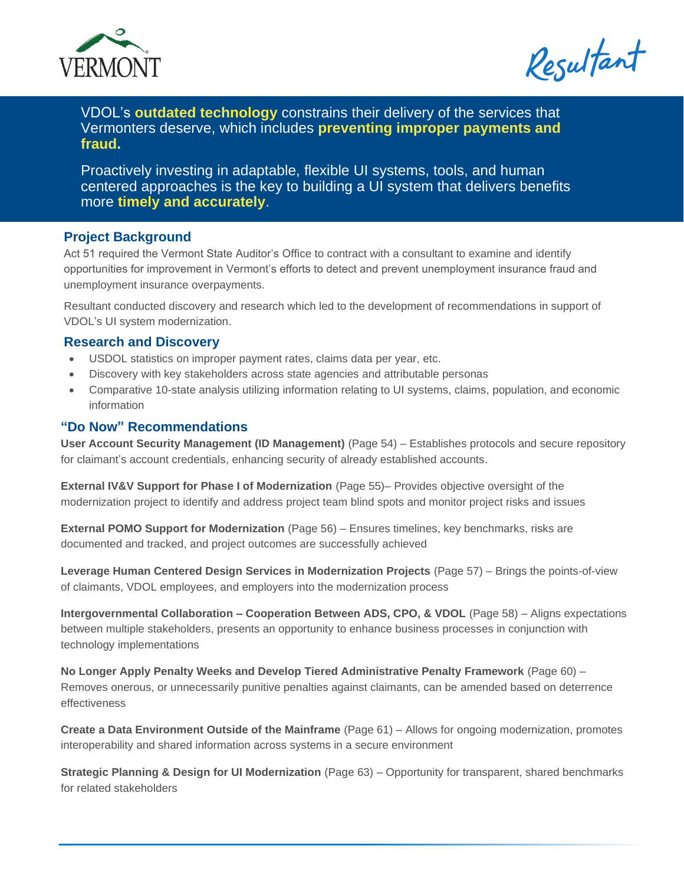VERMONT

Resultant

VDOL's **outdated technology** constrains their delivery of the services that Vermonters deserve, which includes **preventing improper payments and fraud.**

Proactively investing in adaptable, flexible UI systems, tools, and human centered approaches is the key to building a UI system that delivers benefits more **timely and accurately**.

## Project Background

Act 51 required the Vermont State Auditor's Office to contract with a consultant to examine and identify opportunities for improvement in Vermont's efforts to detect and prevent unemployment insurance fraud and unemployment insurance overpayments.

Resultant conducted discovery and research which led to the development of recommendations in support of VDOL's UI system modernization.

## Research and Discovery

- USDOL statistics on improper payment rates, claims data per year, etc.
- Discovery with key stakeholders across state agencies and attributable personas
- Comparative 10-state analysis utilizing information relating to UI systems, claims, population, and economic information

## "Do Now" Recommendations

**User Account Security Management (ID Management)** (Page 54) – Establishes protocols and secure repository for claimant's account credentials, enhancing security of already established accounts.

**External IV&V Support for Phase I of Modernization** (Page 55)– Provides objective oversight of the modernization project to identify and address project team blind spots and monitor project risks and issues

**External POMO Support for Modernization** (Page 56) – Ensures timelines, key benchmarks, risks are documented and tracked, and project outcomes are successfully achieved

**Leverage Human Centered Design Services in Modernization Projects** (Page 57) – Brings the points-of-view of claimants, VDOL employees, and employers into the modernization process

**Intergovernmental Collaboration – Cooperation Between ADS, CPO, & VDOL** (Page 58) – Aligns expectations between multiple stakeholders, presents an opportunity to enhance business processes in conjunction with technology implementations

**No Longer Apply Penalty Weeks and Develop Tiered Administrative Penalty Framework** (Page 60) – Removes onerous, or unnecessarily punitive penalties against claimants, can be amended based on deterrence effectiveness

**Create a Data Environment Outside of the Mainframe** (Page 61) – Allows for ongoing modernization, promotes interoperability and shared information across systems in a secure environment

**Strategic Planning & Design for UI Modernization** (Page 63) – Opportunity for transparent, shared benchmarks for related stakeholders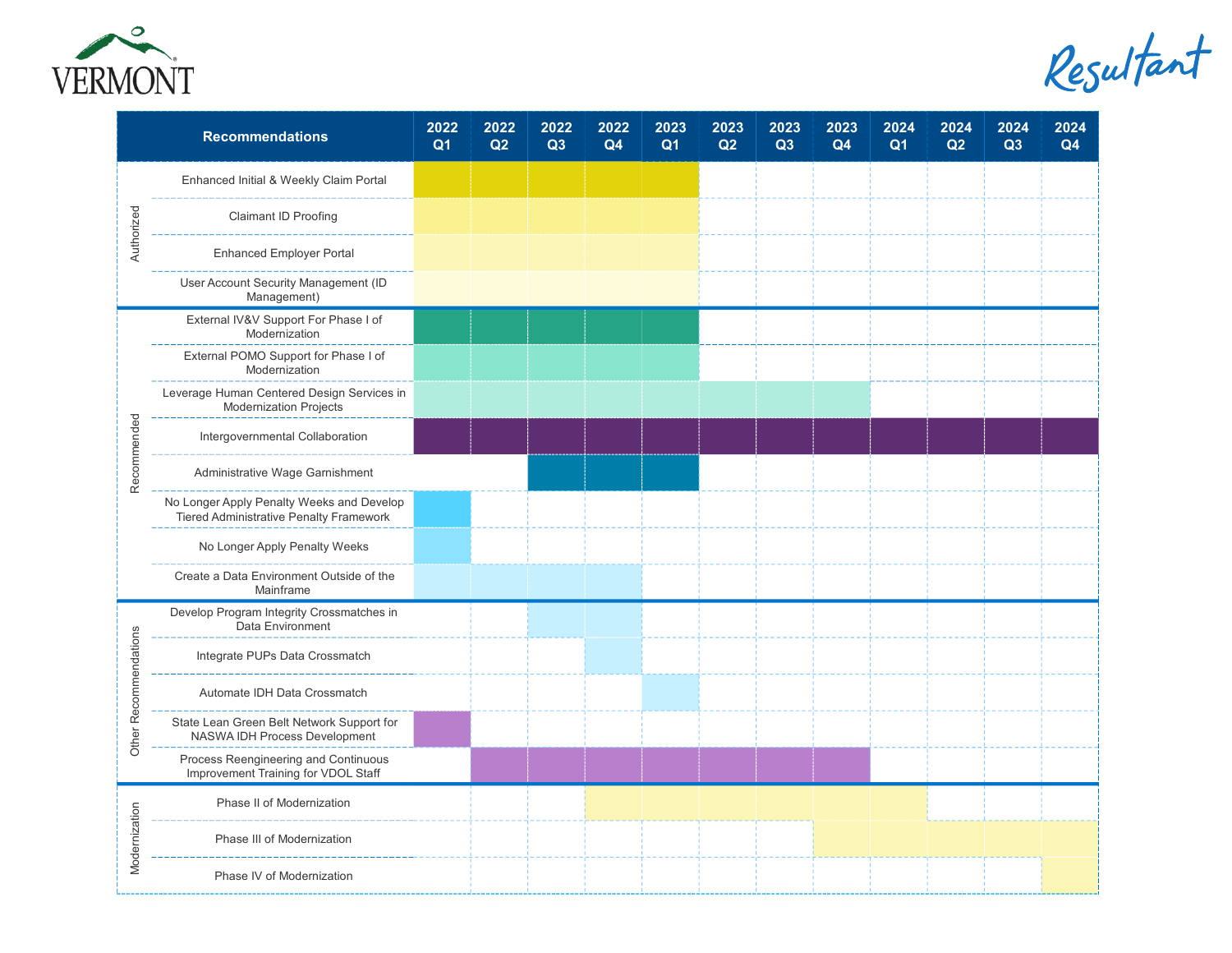Recommendations

2022 Q1 | 2022 Q2 | 2022 Q3 | 2022 Q4 | 2023 Q1 | 2023 Q2 | 2023 Q3 | 2023 Q4 | 2024 Q1 | 2024 Q2 | 2024 Q3 | 2024 Q4

Authorized

Enhanced Initial & Weekly Claim Portal

Claimant ID Proofing

Enhanced Employer Portal

User Account Security Management (ID Management)

Recommended

External IV&V Support For Phase I of Modernization

External POMO Support for Phase I of Modernization

Leverage Human Centered Design Services in Modernization Projects

Intergovernmental Collaboration

Administrative Wage Garnishment

No Longer Apply Penalty Weeks and Develop Tiered Administrative Penalty Framework

No Longer Apply Penalty Weeks

Create a Data Environment Outside of the Mainframe

Other Recommendations

Develop Program Integrity Crossmatches in Data Environment

Integrate PUPs Data Crossmatch

Automate IDH Data Crossmatch

State Lean Green Belt Network Support for NASWA IDH Process Development

Process Reengineering and Continuous Improvement Training for VDOL Staff

Modernization

Phase II of Modernization

Phase III of Modernization

Phase IV of Modernization